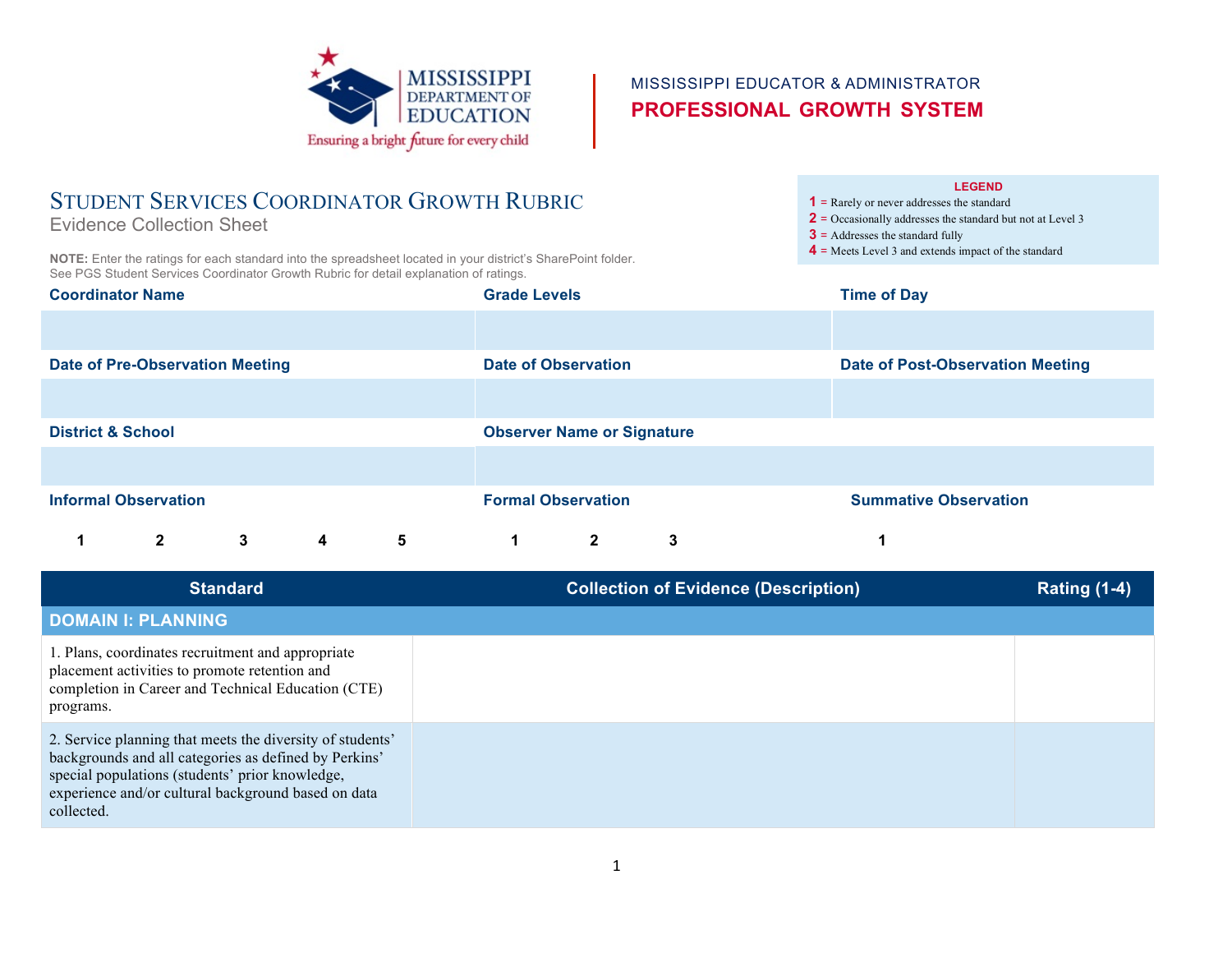MISSISSIPPI DEPARTMENT OF EDUCATION
Ensuring a bright future for every child

MISSISSIPPI EDUCATOR & ADMINISTRATOR
**PROFESSIONAL GROWTH SYSTEM**

# STUDENT SERVICES COORDINATOR GROWTH RUBRIC

Evidence Collection Sheet

**LEGEND**
- **1** = Rarely or never addresses the standard
- **2** = Occasionally addresses the standard but not at Level 3
- **3** = Addresses the standard fully
- **4** = Meets Level 3 and extends impact of the standard

**NOTE:** Enter the ratings for each standard into the spreadsheet located in your district's SharePoint folder. See PGS Student Services Coordinator Growth Rubric for detail explanation of ratings.

| Coordinator Name | Grade Levels | Time of Day |
|---|---|---|
| | | |
| **Date of Pre-Observation Meeting** | **Date of Observation** | **Date of Post-Observation Meeting** |
| | | |
| **District & School** | **Observer Name or Signature** | |
| | | |

| Informal Observation | Formal Observation | Summative Observation |
|---|---|---|
| 1 2 3 4 5 | 1 2 3 | 1 |

| Standard | Collection of Evidence (Description) | Rating (1-4) |
|---|---|---|
| **DOMAIN I: PLANNING** | | |
| 1. Plans, coordinates recruitment and appropriate placement activities to promote retention and completion in Career and Technical Education (CTE) programs. | | |
| 2. Service planning that meets the diversity of students' backgrounds and all categories as defined by Perkins' special populations (students' prior knowledge, experience and/or cultural background based on data collected. | | |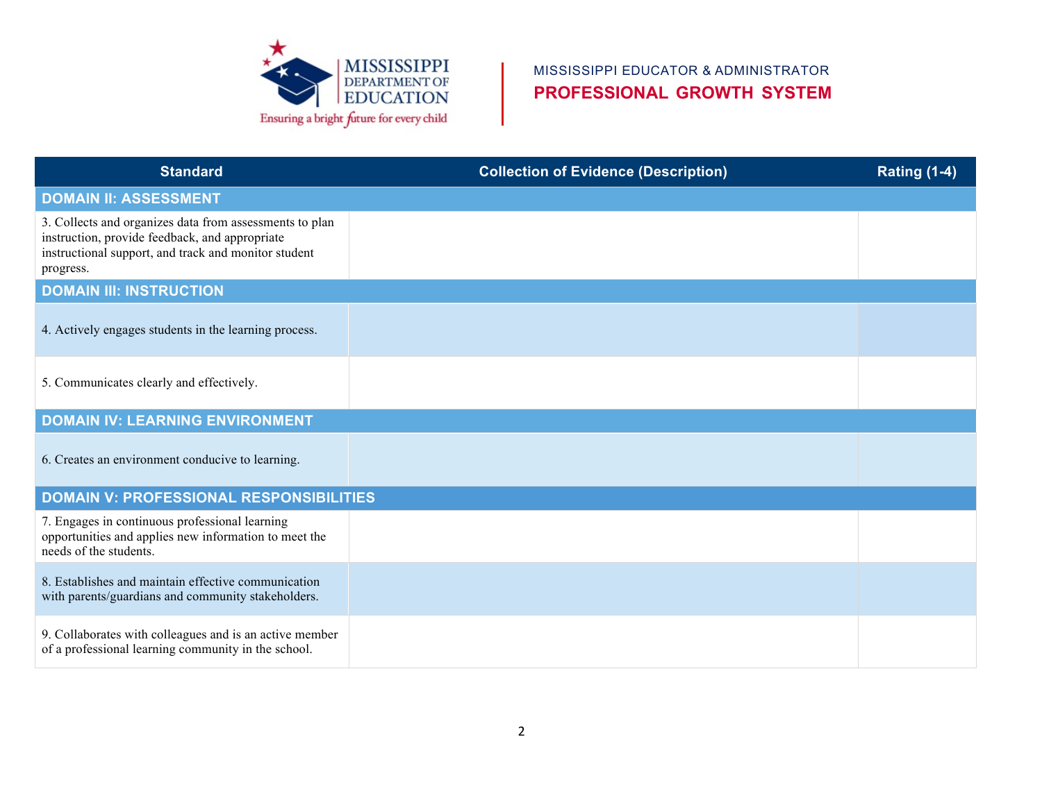MISSISSIPPI EDUCATOR & ADMINISTRATOR
**PROFESSIONAL GROWTH SYSTEM**

| Standard | Collection of Evidence (Description) | Rating (1-4) |
|---|---|---|
| **DOMAIN II: ASSESSMENT** | | |
| 3. Collects and organizes data from assessments to plan instruction, provide feedback, and appropriate instructional support, and track and monitor student progress. | | |
| **DOMAIN III: INSTRUCTION** | | |
| 4. Actively engages students in the learning process. | | |
| 5. Communicates clearly and effectively. | | |
| **DOMAIN IV: LEARNING ENVIRONMENT** | | |
| 6. Creates an environment conducive to learning. | | |
| **DOMAIN V: PROFESSIONAL RESPONSIBILITIES** | | |
| 7. Engages in continuous professional learning opportunities and applies new information to meet the needs of the students. | | |
| 8. Establishes and maintain effective communication with parents/guardians and community stakeholders. | | |
| 9. Collaborates with colleagues and is an active member of a professional learning community in the school. | | |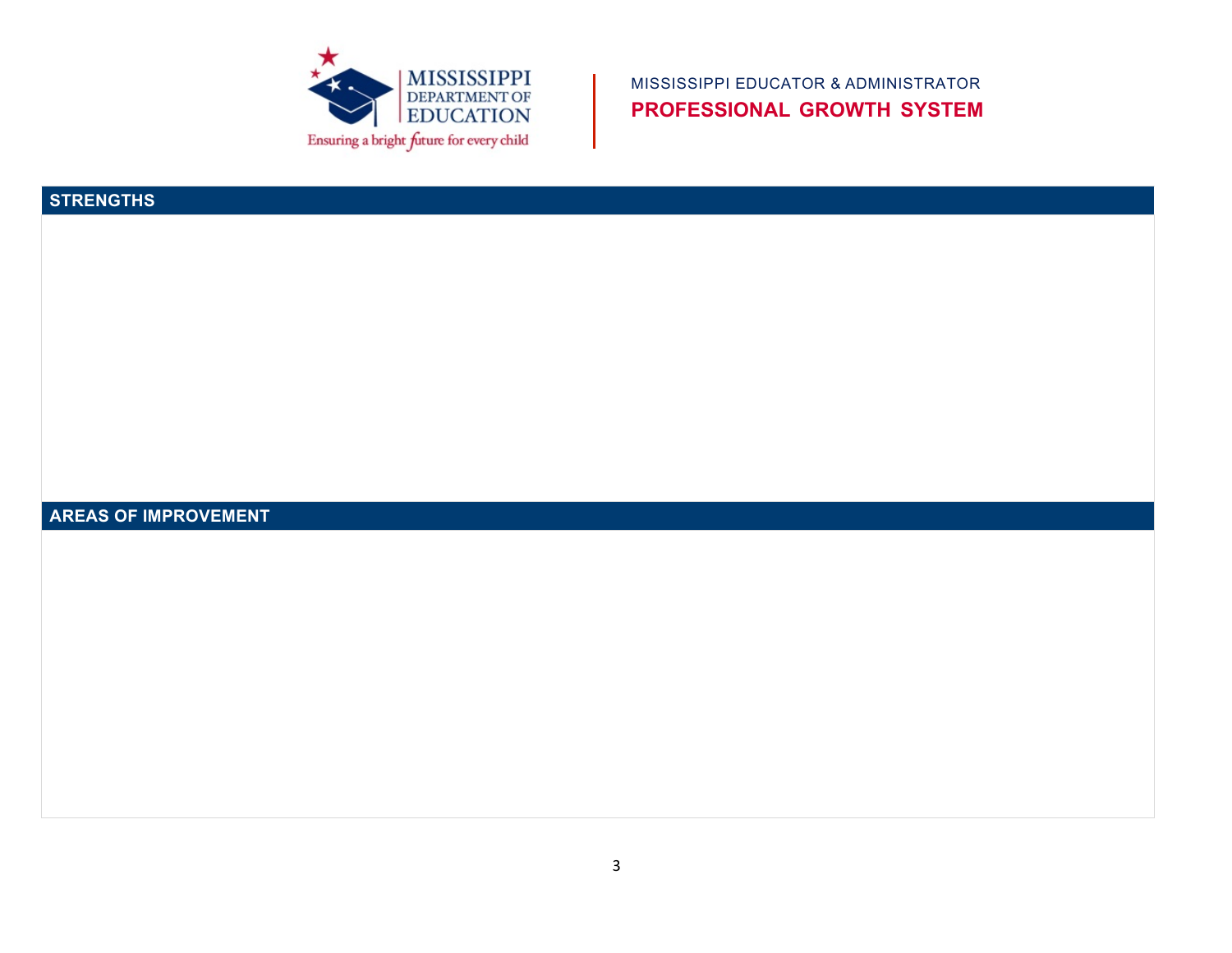MISSISSIPPI EDUCATOR & ADMINISTRATOR
**PROFESSIONAL GROWTH SYSTEM**

## STRENGTHS

## AREAS OF IMPROVEMENT